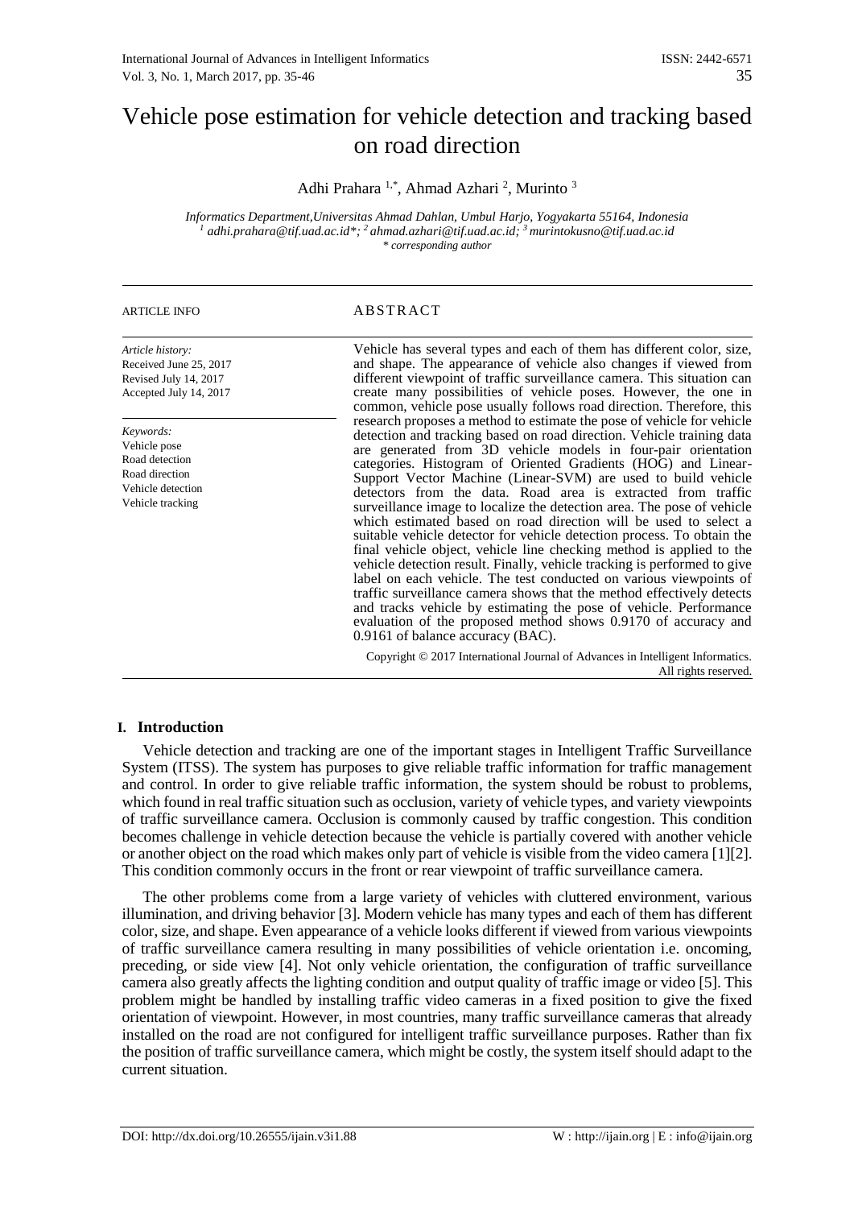# Vehicle pose estimation for vehicle detection and tracking based on road direction

Adhi Prahara [1,*], Ahmad Azhari [2], Murinto [3]

*Informatics Department,Universitas Ahmad Dahlan, Umbul Harjo, Yogyakarta 55164, Indonesia*
*[1] adhi.prahara@tif.uad.ac.id*; [2] ahmad.azhari@tif.uad.ac.id; [3] murintokusno@tif.uad.ac.id*
*\* corresponding author*

ARTICLE INFO

*Article history:*
Received June 25, 2017
Revised July 14, 2017
Accepted July 14, 2017

*Keywords:*
Vehicle pose
Road detection
Road direction
Vehicle detection
Vehicle tracking

ABSTRACT

Vehicle has several types and each of them has different color, size, and shape. The appearance of vehicle also changes if viewed from different viewpoint of traffic surveillance camera. This situation can create many possibilities of vehicle poses. However, the one in common, vehicle pose usually follows road direction. Therefore, this research proposes a method to estimate the pose of vehicle for vehicle detection and tracking based on road direction. Vehicle training data are generated from 3D vehicle models in four-pair orientation categories. Histogram of Oriented Gradients (HOG) and Linear-Support Vector Machine (Linear-SVM) are used to build vehicle detectors from the data. Road area is extracted from traffic surveillance image to localize the detection area. The pose of vehicle which estimated based on road direction will be used to select a suitable vehicle detector for vehicle detection process. To obtain the final vehicle object, vehicle line checking method is applied to the vehicle detection result. Finally, vehicle tracking is performed to give label on each vehicle. The test conducted on various viewpoints of traffic surveillance camera shows that the method effectively detects and tracks vehicle by estimating the pose of vehicle. Performance evaluation of the proposed method shows 0.9170 of accuracy and 0.9161 of balance accuracy (BAC).

Copyright © 2017 International Journal of Advances in Intelligent Informatics. All rights reserved.

## I. Introduction

Vehicle detection and tracking are one of the important stages in Intelligent Traffic Surveillance System (ITSS). The system has purposes to give reliable traffic information for traffic management and control. In order to give reliable traffic information, the system should be robust to problems, which found in real traffic situation such as occlusion, variety of vehicle types, and variety viewpoints of traffic surveillance camera. Occlusion is commonly caused by traffic congestion. This condition becomes challenge in vehicle detection because the vehicle is partially covered with another vehicle or another object on the road which makes only part of vehicle is visible from the video camera [1][2]. This condition commonly occurs in the front or rear viewpoint of traffic surveillance camera.

The other problems come from a large variety of vehicles with cluttered environment, various illumination, and driving behavior [3]. Modern vehicle has many types and each of them has different color, size, and shape. Even appearance of a vehicle looks different if viewed from various viewpoints of traffic surveillance camera resulting in many possibilities of vehicle orientation i.e. oncoming, preceding, or side view [4]. Not only vehicle orientation, the configuration of traffic surveillance camera also greatly affects the lighting condition and output quality of traffic image or video [5]. This problem might be handled by installing traffic video cameras in a fixed position to give the fixed orientation of viewpoint. However, in most countries, many traffic surveillance cameras that already installed on the road are not configured for intelligent traffic surveillance purposes. Rather than fix the position of traffic surveillance camera, which might be costly, the system itself should adapt to the current situation.

DOI: http://dx.doi.org/10.26555/ijain.v3i1.88 W : http://ijain.org | E : info@ijain.org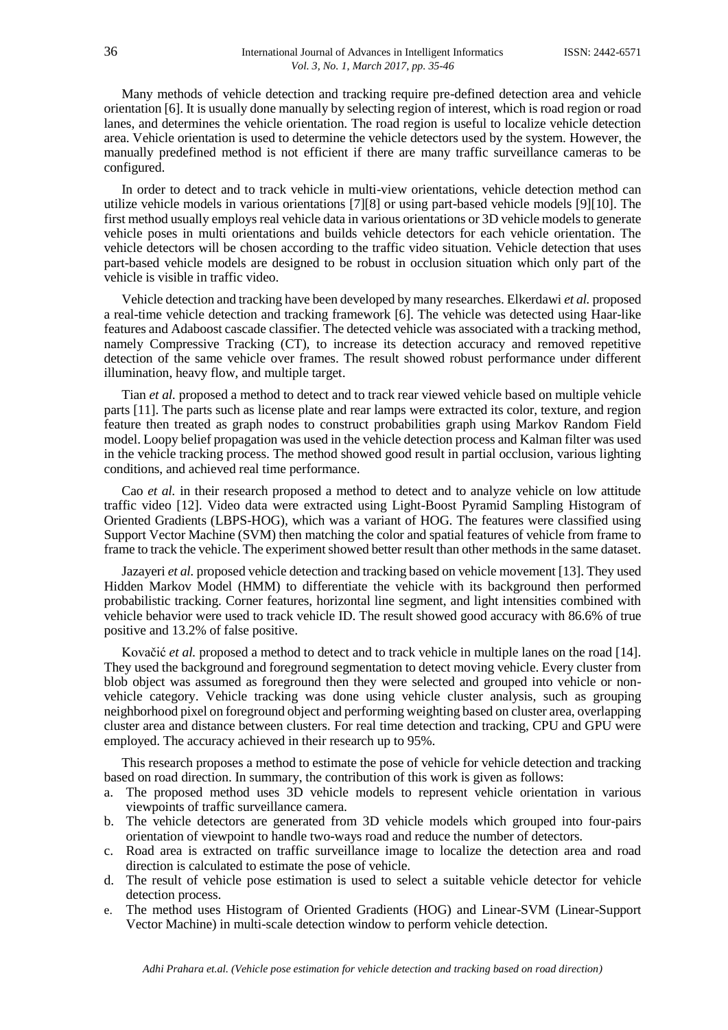Many methods of vehicle detection and tracking require pre-defined detection area and vehicle orientation [6]. It is usually done manually by selecting region of interest, which is road region or road lanes, and determines the vehicle orientation. The road region is useful to localize vehicle detection area. Vehicle orientation is used to determine the vehicle detectors used by the system. However, the manually predefined method is not efficient if there are many traffic surveillance cameras to be configured.

In order to detect and to track vehicle in multi-view orientations, vehicle detection method can utilize vehicle models in various orientations [7][8] or using part-based vehicle models [9][10]. The first method usually employs real vehicle data in various orientations or 3D vehicle models to generate vehicle poses in multi orientations and builds vehicle detectors for each vehicle orientation. The vehicle detectors will be chosen according to the traffic video situation. Vehicle detection that uses part-based vehicle models are designed to be robust in occlusion situation which only part of the vehicle is visible in traffic video.

Vehicle detection and tracking have been developed by many researches. Elkerdawi *et al.* proposed a real-time vehicle detection and tracking framework [6]. The vehicle was detected using Haar-like features and Adaboost cascade classifier. The detected vehicle was associated with a tracking method, namely Compressive Tracking (CT), to increase its detection accuracy and removed repetitive detection of the same vehicle over frames. The result showed robust performance under different illumination, heavy flow, and multiple target.

Tian *et al.* proposed a method to detect and to track rear viewed vehicle based on multiple vehicle parts [11]. The parts such as license plate and rear lamps were extracted its color, texture, and region feature then treated as graph nodes to construct probabilities graph using Markov Random Field model. Loopy belief propagation was used in the vehicle detection process and Kalman filter was used in the vehicle tracking process. The method showed good result in partial occlusion, various lighting conditions, and achieved real time performance.

Cao *et al.* in their research proposed a method to detect and to analyze vehicle on low attitude traffic video [12]. Video data were extracted using Light-Boost Pyramid Sampling Histogram of Oriented Gradients (LBPS-HOG), which was a variant of HOG. The features were classified using Support Vector Machine (SVM) then matching the color and spatial features of vehicle from frame to frame to track the vehicle. The experiment showed better result than other methods in the same dataset.

Jazayeri *et al.* proposed vehicle detection and tracking based on vehicle movement [13]. They used Hidden Markov Model (HMM) to differentiate the vehicle with its background then performed probabilistic tracking. Corner features, horizontal line segment, and light intensities combined with vehicle behavior were used to track vehicle ID. The result showed good accuracy with 86.6% of true positive and 13.2% of false positive.

Kovačić *et al.* proposed a method to detect and to track vehicle in multiple lanes on the road [14]. They used the background and foreground segmentation to detect moving vehicle. Every cluster from blob object was assumed as foreground then they were selected and grouped into vehicle or non-vehicle category. Vehicle tracking was done using vehicle cluster analysis, such as grouping neighborhood pixel on foreground object and performing weighting based on cluster area, overlapping cluster area and distance between clusters. For real time detection and tracking, CPU and GPU were employed. The accuracy achieved in their research up to 95%.

This research proposes a method to estimate the pose of vehicle for vehicle detection and tracking based on road direction. In summary, the contribution of this work is given as follows:

a. The proposed method uses 3D vehicle models to represent vehicle orientation in various viewpoints of traffic surveillance camera.
b. The vehicle detectors are generated from 3D vehicle models which grouped into four-pairs orientation of viewpoint to handle two-ways road and reduce the number of detectors.
c. Road area is extracted on traffic surveillance image to localize the detection area and road direction is calculated to estimate the pose of vehicle.
d. The result of vehicle pose estimation is used to select a suitable vehicle detector for vehicle detection process.
e. The method uses Histogram of Oriented Gradients (HOG) and Linear-SVM (Linear-Support Vector Machine) in multi-scale detection window to perform vehicle detection.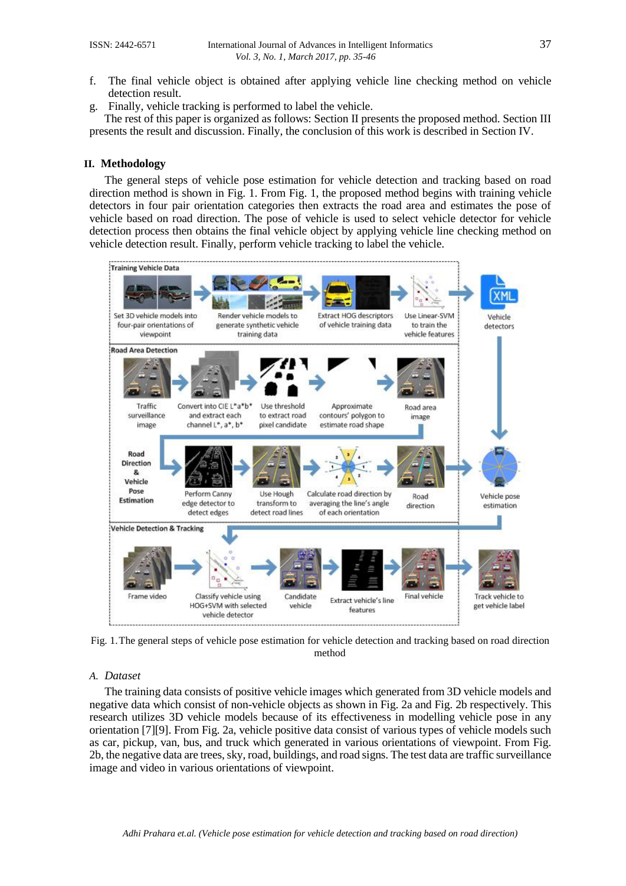f. The final vehicle object is obtained after applying vehicle line checking method on vehicle detection result.

g. Finally, vehicle tracking is performed to label the vehicle.

The rest of this paper is organized as follows: Section II presents the proposed method. Section III presents the result and discussion. Finally, the conclusion of this work is described in Section IV.

## II. Methodology

The general steps of vehicle pose estimation for vehicle detection and tracking based on road direction method is shown in Fig. 1. From Fig. 1, the proposed method begins with training vehicle detectors in four pair orientation categories then extracts the road area and estimates the pose of vehicle based on road direction. The pose of vehicle is used to select vehicle detector for vehicle detection process then obtains the final vehicle object by applying vehicle line checking method on vehicle detection result. Finally, perform vehicle tracking to label the vehicle.

Fig. 1. The general steps of vehicle pose estimation for vehicle detection and tracking based on road direction method

### A. Dataset

The training data consists of positive vehicle images which generated from 3D vehicle models and negative data which consist of non-vehicle objects as shown in Fig. 2a and Fig. 2b respectively. This research utilizes 3D vehicle models because of its effectiveness in modelling vehicle pose in any orientation [7][9]. From Fig. 2a, vehicle positive data consist of various types of vehicle models such as car, pickup, van, bus, and truck which generated in various orientations of viewpoint. From Fig. 2b, the negative data are trees, sky, road, buildings, and road signs. The test data are traffic surveillance image and video in various orientations of viewpoint.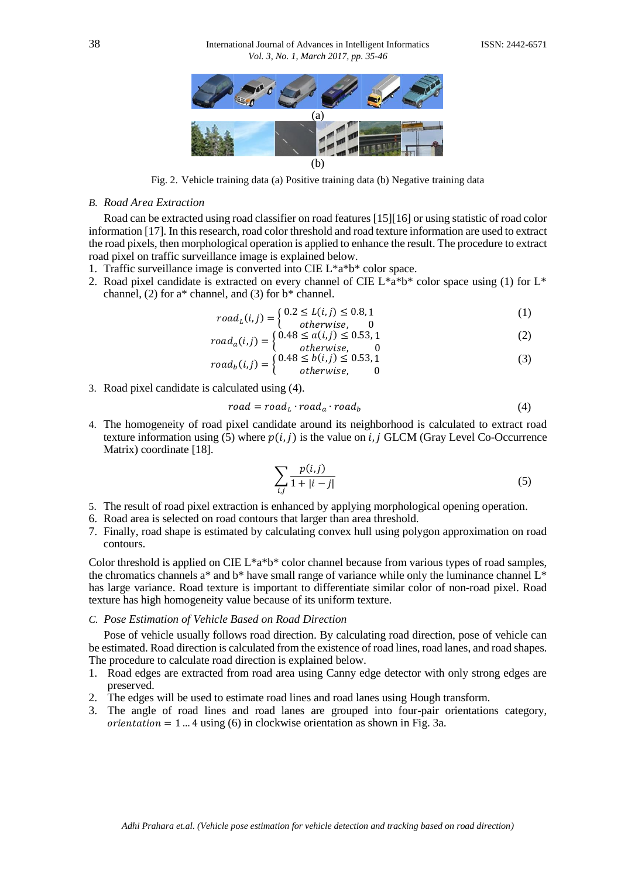(a)

(b)

Fig. 2. Vehicle training data (a) Positive training data (b) Negative training data

### *B. Road Area Extraction*

Road can be extracted using road classifier on road features [15][16] or using statistic of road color information [17]. In this research, road color threshold and road texture information are used to extract the road pixels, then morphological operation is applied to enhance the result. The procedure to extract road pixel on traffic surveillance image is explained below.

1. Traffic surveillance image is converted into CIE L*a*b* color space.
2. Road pixel candidate is extracted on every channel of CIE L*a*b* color space using (1) for L* channel, (2) for a* channel, and (3) for b* channel.

$$road_L(i,j) = \begin{cases} 0.2 \leq L(i,j) \leq 0.8, 1 \\ otherwise, \quad 0 \end{cases} \tag{1}$$

$$road_a(i,j) = \begin{cases} 0.48 \leq a(i,j) \leq 0.53, 1 \\ otherwise, \quad 0 \end{cases} \tag{2}$$

$$road_b(i,j) = \begin{cases} 0.48 \leq b(i,j) \leq 0.53, 1 \\ otherwise, \quad 0 \end{cases} \tag{3}$$

3. Road pixel candidate is calculated using (4).

$$road = road_L \cdot road_a \cdot road_b \tag{4}$$

4. The homogeneity of road pixel candidate around its neighborhood is calculated to extract road texture information using (5) where $p(i,j)$ is the value on $i,j$ GLCM (Gray Level Co-Occurrence Matrix) coordinate [18].

$$\sum_{i,j} \frac{p(i,j)}{1+|i-j|} \tag{5}$$

5. The result of road pixel extraction is enhanced by applying morphological opening operation.
6. Road area is selected on road contours that larger than area threshold.
7. Finally, road shape is estimated by calculating convex hull using polygon approximation on road contours.

Color threshold is applied on CIE L*a*b* color channel because from various types of road samples, the chromatics channels a* and b* have small range of variance while only the luminance channel L* has large variance. Road texture is important to differentiate similar color of non-road pixel. Road texture has high homogeneity value because of its uniform texture.

### *C. Pose Estimation of Vehicle Based on Road Direction*

Pose of vehicle usually follows road direction. By calculating road direction, pose of vehicle can be estimated. Road direction is calculated from the existence of road lines, road lanes, and road shapes. The procedure to calculate road direction is explained below.

1. Road edges are extracted from road area using Canny edge detector with only strong edges are preserved.
2. The edges will be used to estimate road lines and road lanes using Hough transform.
3. The angle of road lines and road lanes are grouped into four-pair orientations category, $orientation = 1 \ldots 4$ using (6) in clockwise orientation as shown in Fig. 3a.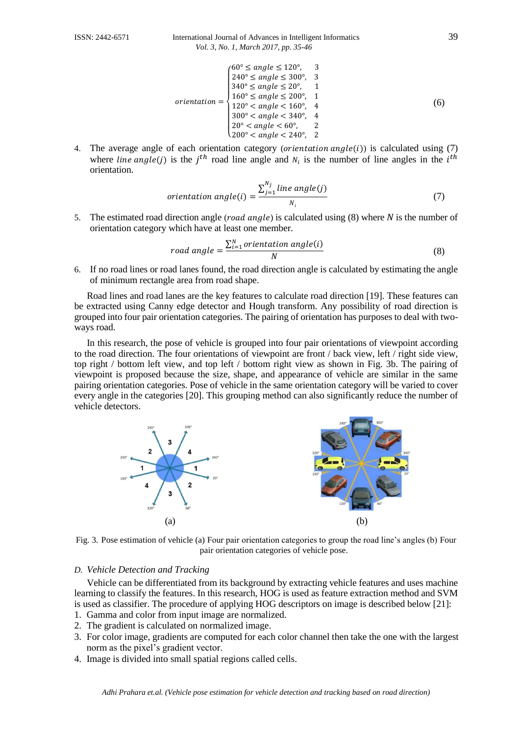$$orientation = \begin{cases} 60^\circ \leq angle \leq 120^\circ, & 3 \\ 240^\circ \leq angle \leq 300^\circ, & 3 \\ 340^\circ \leq angle \leq 20^\circ, & 1 \\ 160^\circ \leq angle \leq 200^\circ, & 1 \\ 120^\circ < angle < 160^\circ, & 4 \\ 300^\circ < angle < 340^\circ, & 4 \\ 20^\circ < angle < 60^\circ, & 2 \\ 200^\circ < angle < 240^\circ, & 2 \end{cases} \tag{6}$$

4. The average angle of each orientation category ($orientation\ angle(i)$) is calculated using (7) where $line\ angle(j)$ is the $j^{th}$ road line angle and $N_i$ is the number of line angles in the $i^{th}$ orientation.

$$orientation\ angle(i) = \frac{\sum_{j=1}^{N_j} line\ angle(j)}{N_i} \tag{7}$$

5. The estimated road direction angle ($road\ angle$) is calculated using (8) where $N$ is the number of orientation category which have at least one member.

$$road\ angle = \frac{\sum_{i=1}^{N} orientation\ angle(i)}{N} \tag{8}$$

6. If no road lines or road lanes found, the road direction angle is calculated by estimating the angle of minimum rectangle area from road shape.

Road lines and road lanes are the key features to calculate road direction [19]. These features can be extracted using Canny edge detector and Hough transform. Any possibility of road direction is grouped into four pair orientation categories. The pairing of orientation has purposes to deal with two-ways road.

In this research, the pose of vehicle is grouped into four pair orientations of viewpoint according to the road direction. The four orientations of viewpoint are front / back view, left / right side view, top right / bottom left view, and top left / bottom right view as shown in Fig. 3b. The pairing of viewpoint is proposed because the size, shape, and appearance of vehicle are similar in the same pairing orientation categories. Pose of vehicle in the same orientation category will be varied to cover every angle in the categories [20]. This grouping method can also significantly reduce the number of vehicle detectors.

(a) (b)

Fig. 3. Pose estimation of vehicle (a) Four pair orientation categories to group the road line's angles (b) Four pair orientation categories of vehicle pose.

### D. Vehicle Detection and Tracking

Vehicle can be differentiated from its background by extracting vehicle features and uses machine learning to classify the features. In this research, HOG is used as feature extraction method and SVM is used as classifier. The procedure of applying HOG descriptors on image is described below [21]:

1. Gamma and color from input image are normalized.
2. The gradient is calculated on normalized image.
3. For color image, gradients are computed for each color channel then take the one with the largest norm as the pixel's gradient vector.
4. Image is divided into small spatial regions called cells.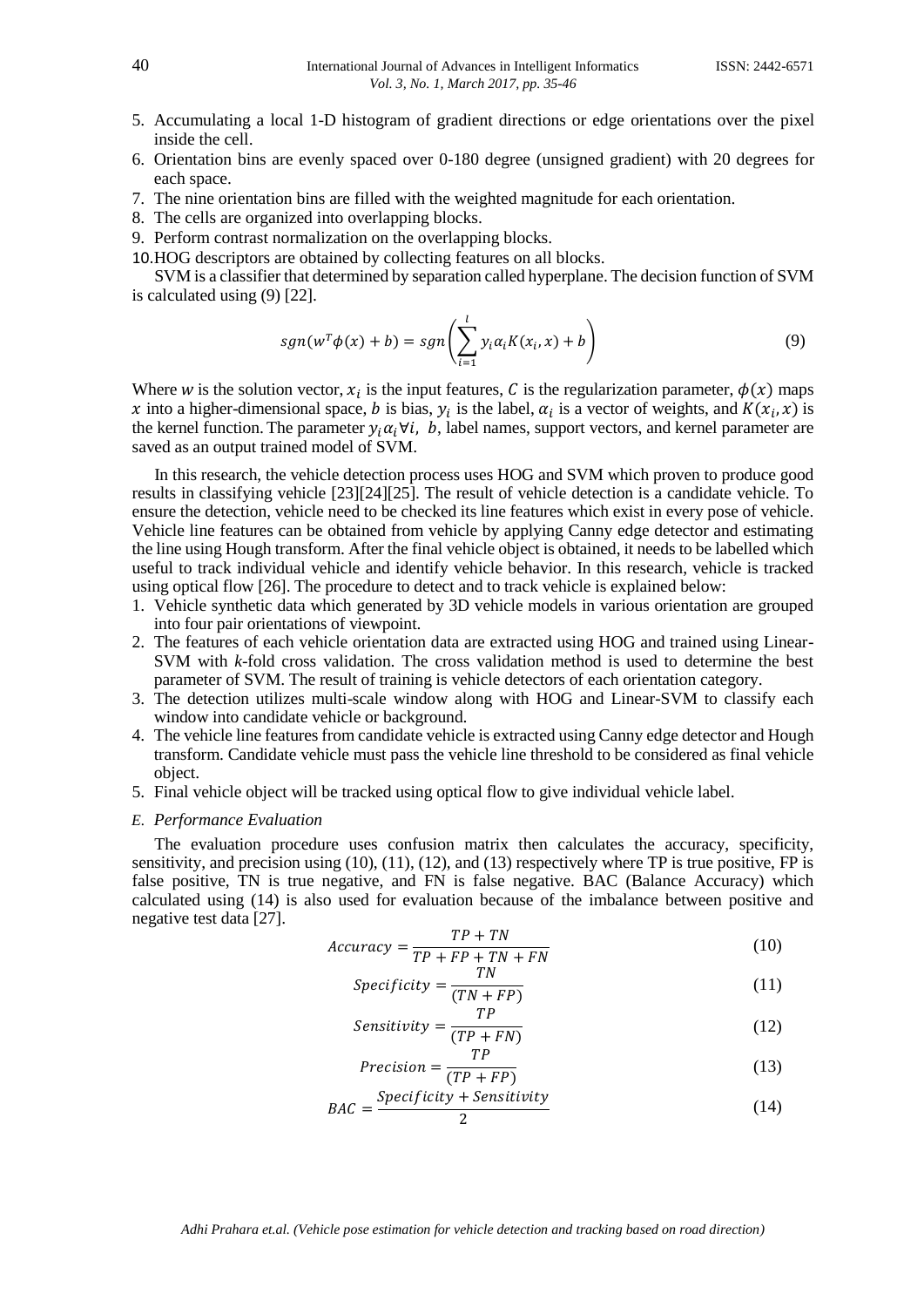5. Accumulating a local 1-D histogram of gradient directions or edge orientations over the pixel inside the cell.
6. Orientation bins are evenly spaced over 0-180 degree (unsigned gradient) with 20 degrees for each space.
7. The nine orientation bins are filled with the weighted magnitude for each orientation.
8. The cells are organized into overlapping blocks.
9. Perform contrast normalization on the overlapping blocks.
10. HOG descriptors are obtained by collecting features on all blocks.

SVM is a classifier that determined by separation called hyperplane. The decision function of SVM is calculated using (9) [22].

$$sgn(w^T\phi(x) + b) = sgn\left(\sum_{i=1}^{l} y_i \alpha_i K(x_i, x) + b\right) \tag{9}$$

Where $w$ is the solution vector, $x_i$ is the input features, $C$ is the regularization parameter, $\phi(x)$ maps $x$ into a higher-dimensional space, $b$ is bias, $y_i$ is the label, $\alpha_i$ is a vector of weights, and $K(x_i, x)$ is the kernel function. The parameter $y_i \alpha_i \forall i,\ b$, label names, support vectors, and kernel parameter are saved as an output trained model of SVM.

In this research, the vehicle detection process uses HOG and SVM which proven to produce good results in classifying vehicle [23][24][25]. The result of vehicle detection is a candidate vehicle. To ensure the detection, vehicle need to be checked its line features which exist in every pose of vehicle. Vehicle line features can be obtained from vehicle by applying Canny edge detector and estimating the line using Hough transform. After the final vehicle object is obtained, it needs to be labelled which useful to track individual vehicle and identify vehicle behavior. In this research, vehicle is tracked using optical flow [26]. The procedure to detect and to track vehicle is explained below:

1. Vehicle synthetic data which generated by 3D vehicle models in various orientation are grouped into four pair orientations of viewpoint.
2. The features of each vehicle orientation data are extracted using HOG and trained using Linear-SVM with *k*-fold cross validation. The cross validation method is used to determine the best parameter of SVM. The result of training is vehicle detectors of each orientation category.
3. The detection utilizes multi-scale window along with HOG and Linear-SVM to classify each window into candidate vehicle or background.
4. The vehicle line features from candidate vehicle is extracted using Canny edge detector and Hough transform. Candidate vehicle must pass the vehicle line threshold to be considered as final vehicle object.
5. Final vehicle object will be tracked using optical flow to give individual vehicle label.

### *E. Performance Evaluation*

The evaluation procedure uses confusion matrix then calculates the accuracy, specificity, sensitivity, and precision using (10), (11), (12), and (13) respectively where TP is true positive, FP is false positive, TN is true negative, and FN is false negative. BAC (Balance Accuracy) which calculated using (14) is also used for evaluation because of the imbalance between positive and negative test data [27].

$$Accuracy = \frac{TP + TN}{TP + FP + TN + FN} \tag{10}$$

$$Specificity = \frac{TN}{(TN + FP)} \tag{11}$$

$$Sensitivity = \frac{TP}{(TP + FN)} \tag{12}$$

$$Precision = \frac{TP}{(TP + FP)} \tag{13}$$

$$BAC = \frac{Specificity + Sensitivity}{2} \tag{14}$$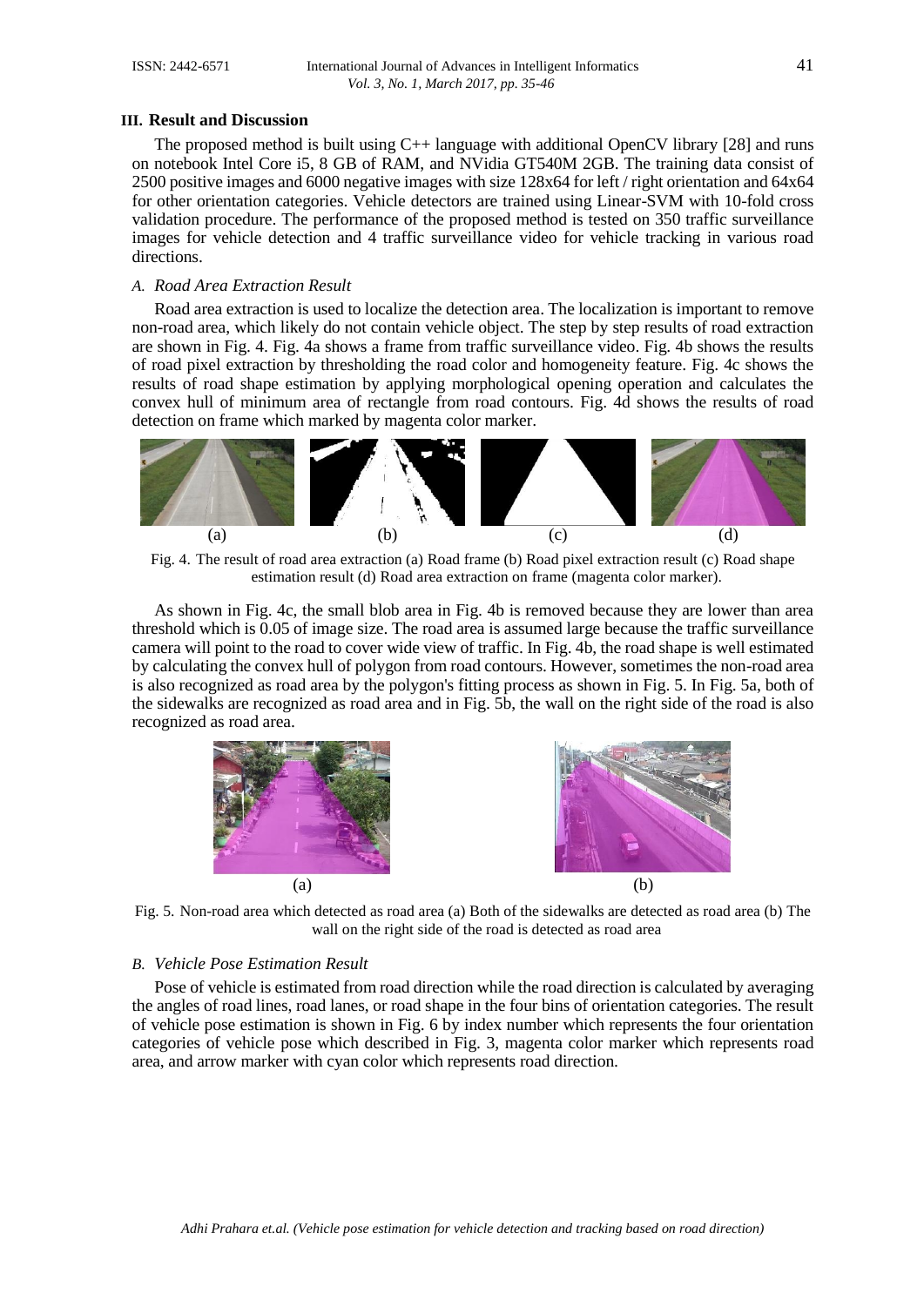## III. Result and Discussion

The proposed method is built using C++ language with additional OpenCV library [28] and runs on notebook Intel Core i5, 8 GB of RAM, and NVidia GT540M 2GB. The training data consist of 2500 positive images and 6000 negative images with size 128x64 for left / right orientation and 64x64 for other orientation categories. Vehicle detectors are trained using Linear-SVM with 10-fold cross validation procedure. The performance of the proposed method is tested on 350 traffic surveillance images for vehicle detection and 4 traffic surveillance video for vehicle tracking in various road directions.

### *A. Road Area Extraction Result*

Road area extraction is used to localize the detection area. The localization is important to remove non-road area, which likely do not contain vehicle object. The step by step results of road extraction are shown in Fig. 4. Fig. 4a shows a frame from traffic surveillance video. Fig. 4b shows the results of road pixel extraction by thresholding the road color and homogeneity feature. Fig. 4c shows the results of road shape estimation by applying morphological opening operation and calculates the convex hull of minimum area of rectangle from road contours. Fig. 4d shows the results of road detection on frame which marked by magenta color marker.

(a) (b) (c) (d)

Fig. 4. The result of road area extraction (a) Road frame (b) Road pixel extraction result (c) Road shape estimation result (d) Road area extraction on frame (magenta color marker).

As shown in Fig. 4c, the small blob area in Fig. 4b is removed because they are lower than area threshold which is 0.05 of image size. The road area is assumed large because the traffic surveillance camera will point to the road to cover wide view of traffic. In Fig. 4b, the road shape is well estimated by calculating the convex hull of polygon from road contours. However, sometimes the non-road area is also recognized as road area by the polygon's fitting process as shown in Fig. 5. In Fig. 5a, both of the sidewalks are recognized as road area and in Fig. 5b, the wall on the right side of the road is also recognized as road area.

(a) (b)

Fig. 5. Non-road area which detected as road area (a) Both of the sidewalks are detected as road area (b) The wall on the right side of the road is detected as road area

### *B. Vehicle Pose Estimation Result*

Pose of vehicle is estimated from road direction while the road direction is calculated by averaging the angles of road lines, road lanes, or road shape in the four bins of orientation categories. The result of vehicle pose estimation is shown in Fig. 6 by index number which represents the four orientation categories of vehicle pose which described in Fig. 3, magenta color marker which represents road area, and arrow marker with cyan color which represents road direction.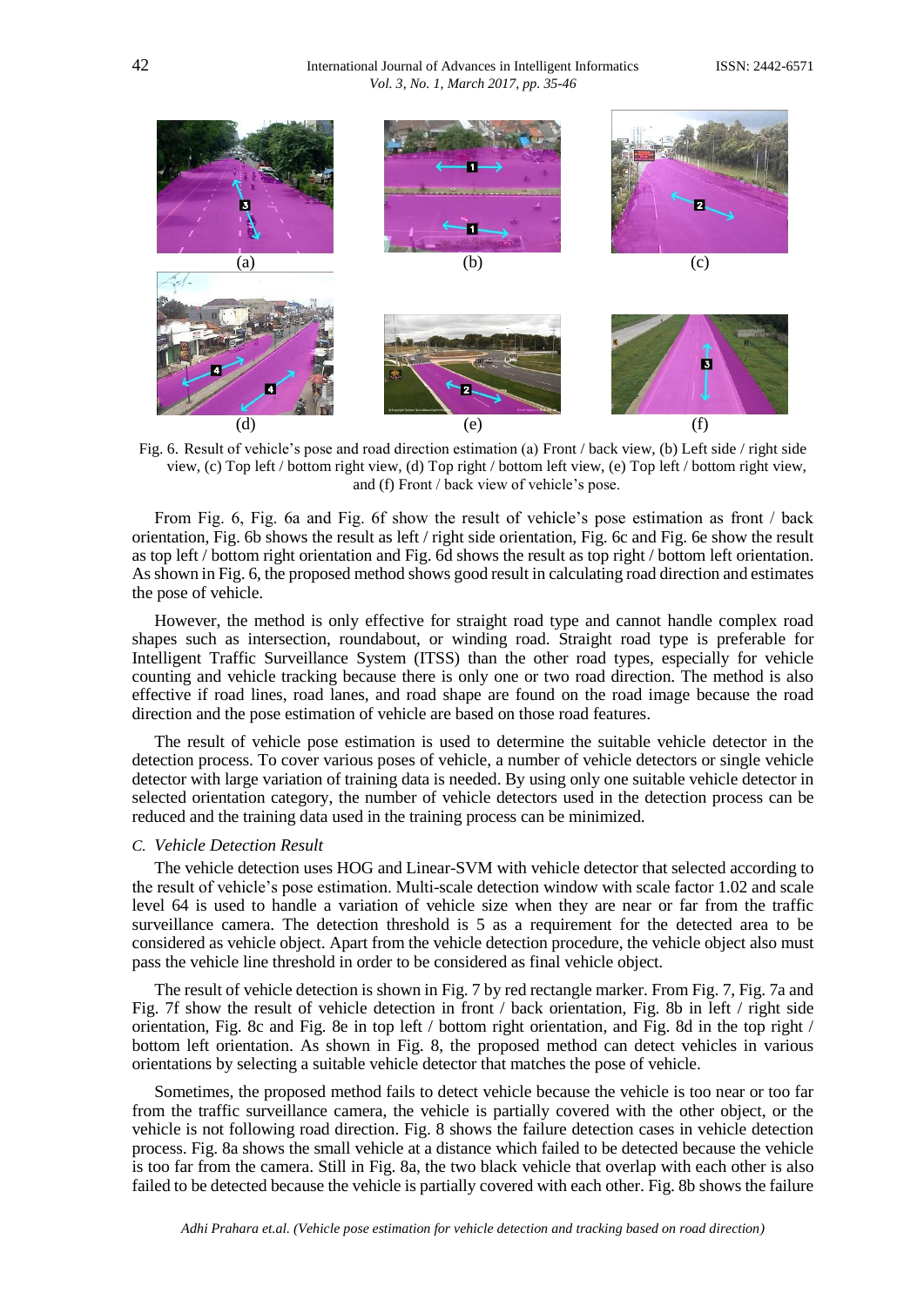(a) (b) (c)

(d) (e) (f)

Fig. 6. Result of vehicle's pose and road direction estimation (a) Front / back view, (b) Left side / right side view, (c) Top left / bottom right view, (d) Top right / bottom left view, (e) Top left / bottom right view, and (f) Front / back view of vehicle's pose.

From Fig. 6, Fig. 6a and Fig. 6f show the result of vehicle's pose estimation as front / back orientation, Fig. 6b shows the result as left / right side orientation, Fig. 6c and Fig. 6e show the result as top left / bottom right orientation and Fig. 6d shows the result as top right / bottom left orientation. As shown in Fig. 6, the proposed method shows good result in calculating road direction and estimates the pose of vehicle.

However, the method is only effective for straight road type and cannot handle complex road shapes such as intersection, roundabout, or winding road. Straight road type is preferable for Intelligent Traffic Surveillance System (ITSS) than the other road types, especially for vehicle counting and vehicle tracking because there is only one or two road direction. The method is also effective if road lines, road lanes, and road shape are found on the road image because the road direction and the pose estimation of vehicle are based on those road features.

The result of vehicle pose estimation is used to determine the suitable vehicle detector in the detection process. To cover various poses of vehicle, a number of vehicle detectors or single vehicle detector with large variation of training data is needed. By using only one suitable vehicle detector in selected orientation category, the number of vehicle detectors used in the detection process can be reduced and the training data used in the training process can be minimized.

### *C. Vehicle Detection Result*

The vehicle detection uses HOG and Linear-SVM with vehicle detector that selected according to the result of vehicle's pose estimation. Multi-scale detection window with scale factor 1.02 and scale level 64 is used to handle a variation of vehicle size when they are near or far from the traffic surveillance camera. The detection threshold is 5 as a requirement for the detected area to be considered as vehicle object. Apart from the vehicle detection procedure, the vehicle object also must pass the vehicle line threshold in order to be considered as final vehicle object.

The result of vehicle detection is shown in Fig. 7 by red rectangle marker. From Fig. 7, Fig. 7a and Fig. 7f show the result of vehicle detection in front / back orientation, Fig. 8b in left / right side orientation, Fig. 8c and Fig. 8e in top left / bottom right orientation, and Fig. 8d in the top right / bottom left orientation. As shown in Fig. 8, the proposed method can detect vehicles in various orientations by selecting a suitable vehicle detector that matches the pose of vehicle.

Sometimes, the proposed method fails to detect vehicle because the vehicle is too near or too far from the traffic surveillance camera, the vehicle is partially covered with the other object, or the vehicle is not following road direction. Fig. 8 shows the failure detection cases in vehicle detection process. Fig. 8a shows the small vehicle at a distance which failed to be detected because the vehicle is too far from the camera. Still in Fig. 8a, the two black vehicle that overlap with each other is also failed to be detected because the vehicle is partially covered with each other. Fig. 8b shows the failure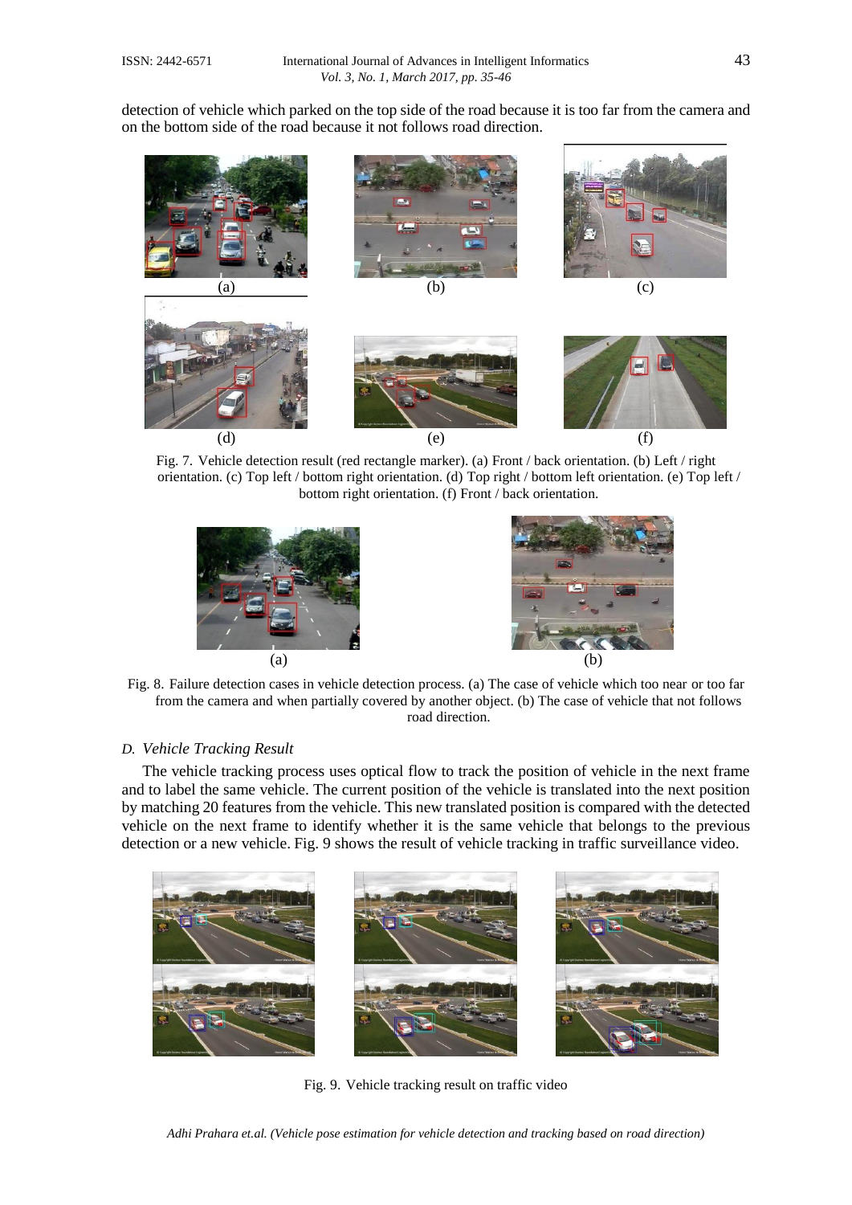detection of vehicle which parked on the top side of the road because it is too far from the camera and on the bottom side of the road because it not follows road direction.

(a) (b) (c)

(d) (e) (f)

Fig. 7. Vehicle detection result (red rectangle marker). (a) Front / back orientation. (b) Left / right orientation. (c) Top left / bottom right orientation. (d) Top right / bottom left orientation. (e) Top left / bottom right orientation. (f) Front / back orientation.

(a) (b)

Fig. 8. Failure detection cases in vehicle detection process. (a) The case of vehicle which too near or too far from the camera and when partially covered by another object. (b) The case of vehicle that not follows road direction.

### D. Vehicle Tracking Result

The vehicle tracking process uses optical flow to track the position of vehicle in the next frame and to label the same vehicle. The current position of the vehicle is translated into the next position by matching 20 features from the vehicle. This new translated position is compared with the detected vehicle on the next frame to identify whether it is the same vehicle that belongs to the previous detection or a new vehicle. Fig. 9 shows the result of vehicle tracking in traffic surveillance video.

Fig. 9. Vehicle tracking result on traffic video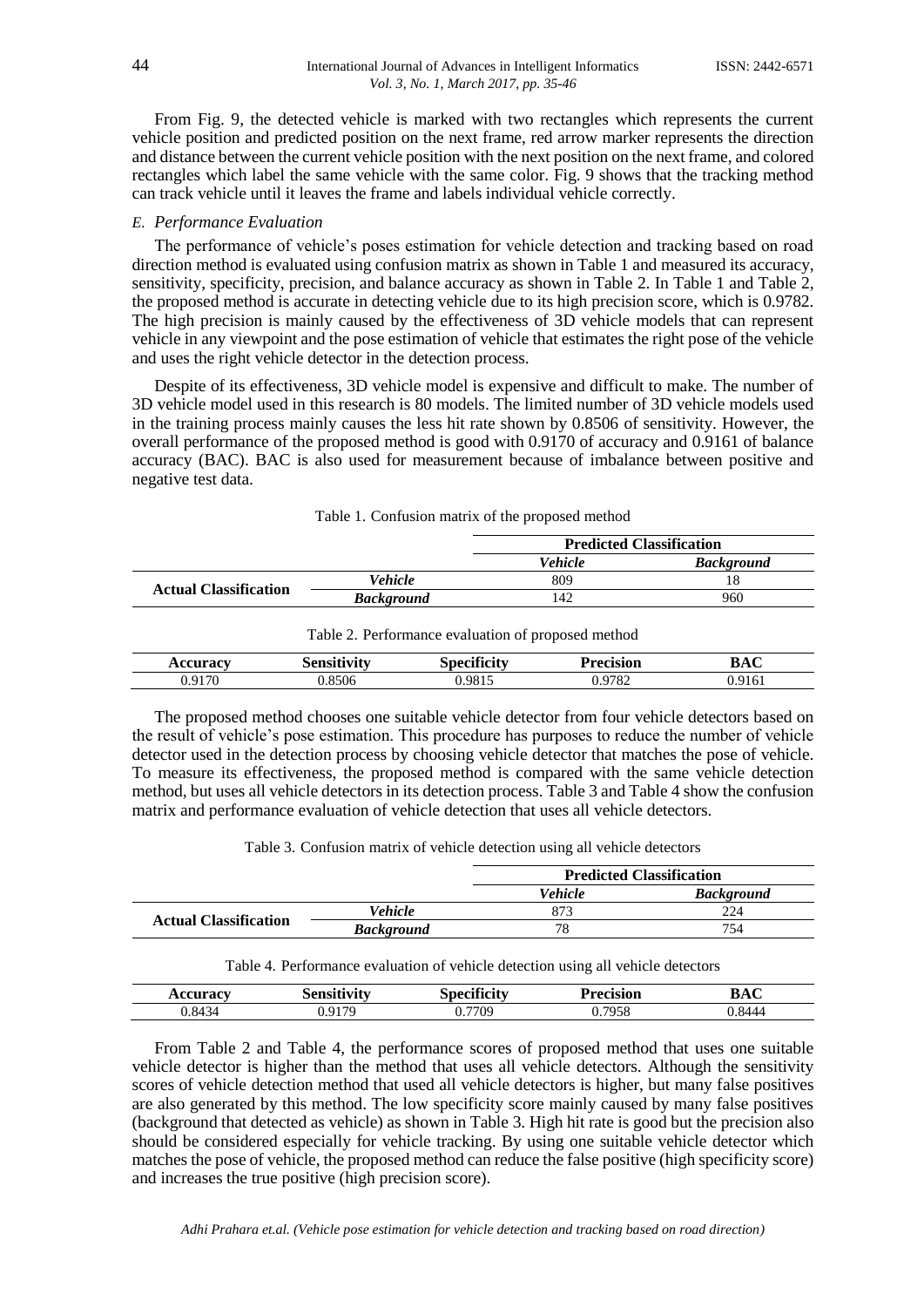From Fig. 9, the detected vehicle is marked with two rectangles which represents the current vehicle position and predicted position on the next frame, red arrow marker represents the direction and distance between the current vehicle position with the next position on the next frame, and colored rectangles which label the same vehicle with the same color. Fig. 9 shows that the tracking method can track vehicle until it leaves the frame and labels individual vehicle correctly.

### *E. Performance Evaluation*

The performance of vehicle's poses estimation for vehicle detection and tracking based on road direction method is evaluated using confusion matrix as shown in Table 1 and measured its accuracy, sensitivity, specificity, precision, and balance accuracy as shown in Table 2. In Table 1 and Table 2, the proposed method is accurate in detecting vehicle due to its high precision score, which is 0.9782. The high precision is mainly caused by the effectiveness of 3D vehicle models that can represent vehicle in any viewpoint and the pose estimation of vehicle that estimates the right pose of the vehicle and uses the right vehicle detector in the detection process.

Despite of its effectiveness, 3D vehicle model is expensive and difficult to make. The number of 3D vehicle model used in this research is 80 models. The limited number of 3D vehicle models used in the training process mainly causes the less hit rate shown by 0.8506 of sensitivity. However, the overall performance of the proposed method is good with 0.9170 of accuracy and 0.9161 of balance accuracy (BAC). BAC is also used for measurement because of imbalance between positive and negative test data.

Table 1. Confusion matrix of the proposed method

| | | **Predicted Classification** | |
|---|---|---|---|
| | | ***Vehicle*** | ***Background*** |
| **Actual Classification** | ***Vehicle*** | 809 | 18 |
| | ***Background*** | 142 | 960 |

Table 2. Performance evaluation of proposed method

| **Accuracy** | **Sensitivity** | **Specificity** | **Precision** | **BAC** |
|---|---|---|---|---|
| 0.9170 | 0.8506 | 0.9815 | 0.9782 | 0.9161 |

The proposed method chooses one suitable vehicle detector from four vehicle detectors based on the result of vehicle's pose estimation. This procedure has purposes to reduce the number of vehicle detector used in the detection process by choosing vehicle detector that matches the pose of vehicle. To measure its effectiveness, the proposed method is compared with the same vehicle detection method, but uses all vehicle detectors in its detection process. Table 3 and Table 4 show the confusion matrix and performance evaluation of vehicle detection that uses all vehicle detectors.

Table 3. Confusion matrix of vehicle detection using all vehicle detectors

| | | **Predicted Classification** | |
|---|---|---|---|
| | | ***Vehicle*** | ***Background*** |
| **Actual Classification** | ***Vehicle*** | 873 | 224 |
| | ***Background*** | 78 | 754 |

Table 4. Performance evaluation of vehicle detection using all vehicle detectors

| **Accuracy** | **Sensitivity** | **Specificity** | **Precision** | **BAC** |
|---|---|---|---|---|
| 0.8434 | 0.9179 | 0.7709 | 0.7958 | 0.8444 |

From Table 2 and Table 4, the performance scores of proposed method that uses one suitable vehicle detector is higher than the method that uses all vehicle detectors. Although the sensitivity scores of vehicle detection method that used all vehicle detectors is higher, but many false positives are also generated by this method. The low specificity score mainly caused by many false positives (background that detected as vehicle) as shown in Table 3. High hit rate is good but the precision also should be considered especially for vehicle tracking. By using one suitable vehicle detector which matches the pose of vehicle, the proposed method can reduce the false positive (high specificity score) and increases the true positive (high precision score).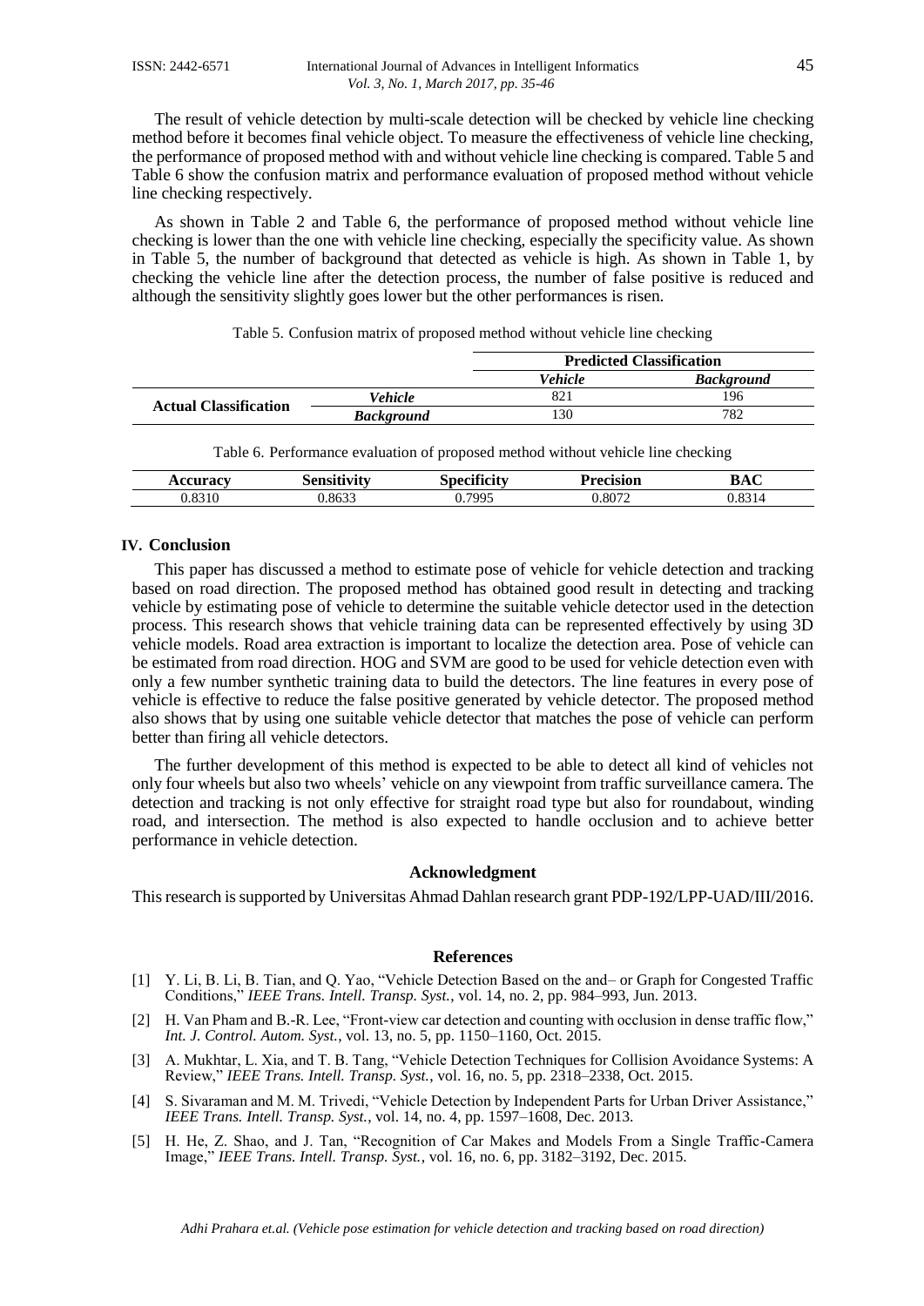The result of vehicle detection by multi-scale detection will be checked by vehicle line checking method before it becomes final vehicle object. To measure the effectiveness of vehicle line checking, the performance of proposed method with and without vehicle line checking is compared. Table 5 and Table 6 show the confusion matrix and performance evaluation of proposed method without vehicle line checking respectively.

As shown in Table 2 and Table 6, the performance of proposed method without vehicle line checking is lower than the one with vehicle line checking, especially the specificity value. As shown in Table 5, the number of background that detected as vehicle is high. As shown in Table 1, by checking the vehicle line after the detection process, the number of false positive is reduced and although the sensitivity slightly goes lower but the other performances is risen.

Table 5. Confusion matrix of proposed method without vehicle line checking

| | | **Predicted Classification** | |
|---|---|---|---|
| | | ***Vehicle*** | ***Background*** |
| **Actual Classification** | ***Vehicle*** | 821 | 196 |
| | ***Background*** | 130 | 782 |

Table 6. Performance evaluation of proposed method without vehicle line checking

| **Accuracy** | **Sensitivity** | **Specificity** | **Precision** | **BAC** |
|---|---|---|---|---|
| 0.8310 | 0.8633 | 0.7995 | 0.8072 | 0.8314 |

## IV. Conclusion

This paper has discussed a method to estimate pose of vehicle for vehicle detection and tracking based on road direction. The proposed method has obtained good result in detecting and tracking vehicle by estimating pose of vehicle to determine the suitable vehicle detector used in the detection process. This research shows that vehicle training data can be represented effectively by using 3D vehicle models. Road area extraction is important to localize the detection area. Pose of vehicle can be estimated from road direction. HOG and SVM are good to be used for vehicle detection even with only a few number synthetic training data to build the detectors. The line features in every pose of vehicle is effective to reduce the false positive generated by vehicle detector. The proposed method also shows that by using one suitable vehicle detector that matches the pose of vehicle can perform better than firing all vehicle detectors.

The further development of this method is expected to be able to detect all kind of vehicles not only four wheels but also two wheels' vehicle on any viewpoint from traffic surveillance camera. The detection and tracking is not only effective for straight road type but also for roundabout, winding road, and intersection. The method is also expected to handle occlusion and to achieve better performance in vehicle detection.

### Acknowledgment

This research is supported by Universitas Ahmad Dahlan research grant PDP-192/LPP-UAD/III/2016.

### References

[1] Y. Li, B. Li, B. Tian, and Q. Yao, "Vehicle Detection Based on the and– or Graph for Congested Traffic Conditions," *IEEE Trans. Intell. Transp. Syst.*, vol. 14, no. 2, pp. 984–993, Jun. 2013.

[2] H. Van Pham and B.-R. Lee, "Front-view car detection and counting with occlusion in dense traffic flow," *Int. J. Control. Autom. Syst.*, vol. 13, no. 5, pp. 1150–1160, Oct. 2015.

[3] A. Mukhtar, L. Xia, and T. B. Tang, "Vehicle Detection Techniques for Collision Avoidance Systems: A Review," *IEEE Trans. Intell. Transp. Syst.*, vol. 16, no. 5, pp. 2318–2338, Oct. 2015.

[4] S. Sivaraman and M. M. Trivedi, "Vehicle Detection by Independent Parts for Urban Driver Assistance," *IEEE Trans. Intell. Transp. Syst.*, vol. 14, no. 4, pp. 1597–1608, Dec. 2013.

[5] H. He, Z. Shao, and J. Tan, "Recognition of Car Makes and Models From a Single Traffic-Camera Image," *IEEE Trans. Intell. Transp. Syst.*, vol. 16, no. 6, pp. 3182–3192, Dec. 2015.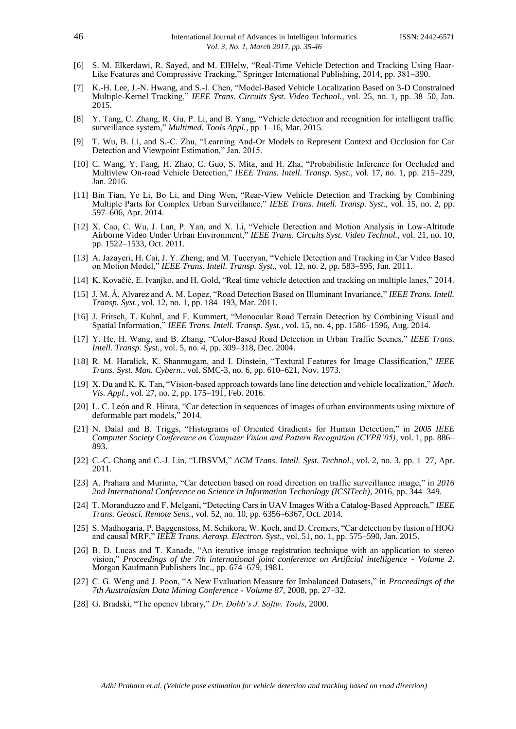[6] S. M. Elkerdawi, R. Sayed, and M. ElHelw, "Real-Time Vehicle Detection and Tracking Using Haar-Like Features and Compressive Tracking," Springer International Publishing, 2014, pp. 381–390.

[7] K.-H. Lee, J.-N. Hwang, and S.-I. Chen, "Model-Based Vehicle Localization Based on 3-D Constrained Multiple-Kernel Tracking," *IEEE Trans. Circuits Syst. Video Technol.*, vol. 25, no. 1, pp. 38–50, Jan. 2015.

[8] Y. Tang, C. Zhang, R. Gu, P. Li, and B. Yang, "Vehicle detection and recognition for intelligent traffic surveillance system," *Multimed. Tools Appl.*, pp. 1–16, Mar. 2015.

[9] T. Wu, B. Li, and S.-C. Zhu, "Learning And-Or Models to Represent Context and Occlusion for Car Detection and Viewpoint Estimation," Jan. 2015.

[10] C. Wang, Y. Fang, H. Zhao, C. Guo, S. Mita, and H. Zha, "Probabilistic Inference for Occluded and Multiview On-road Vehicle Detection," *IEEE Trans. Intell. Transp. Syst.*, vol. 17, no. 1, pp. 215–229, Jan. 2016.

[11] Bin Tian, Ye Li, Bo Li, and Ding Wen, "Rear-View Vehicle Detection and Tracking by Combining Multiple Parts for Complex Urban Surveillance," *IEEE Trans. Intell. Transp. Syst.*, vol. 15, no. 2, pp. 597–606, Apr. 2014.

[12] X. Cao, C. Wu, J. Lan, P. Yan, and X. Li, "Vehicle Detection and Motion Analysis in Low-Altitude Airborne Video Under Urban Environment," *IEEE Trans. Circuits Syst. Video Technol.*, vol. 21, no. 10, pp. 1522–1533, Oct. 2011.

[13] A. Jazayeri, H. Cai, J. Y. Zheng, and M. Tuceryan, "Vehicle Detection and Tracking in Car Video Based on Motion Model," *IEEE Trans. Intell. Transp. Syst.*, vol. 12, no. 2, pp. 583–595, Jun. 2011.

[14] K. Kovačić, E. Ivanjko, and H. Gold, "Real time vehicle detection and tracking on multiple lanes," 2014.

[15] J. M. Á. Alvarez and A. M. Lopez, "Road Detection Based on Illuminant Invariance," *IEEE Trans. Intell. Transp. Syst.*, vol. 12, no. 1, pp. 184–193, Mar. 2011.

[16] J. Fritsch, T. Kuhnl, and F. Kummert, "Monocular Road Terrain Detection by Combining Visual and Spatial Information," *IEEE Trans. Intell. Transp. Syst.*, vol. 15, no. 4, pp. 1586–1596, Aug. 2014.

[17] Y. He, H. Wang, and B. Zhang, "Color-Based Road Detection in Urban Traffic Scenes," *IEEE Trans. Intell. Transp. Syst.*, vol. 5, no. 4, pp. 309–318, Dec. 2004.

[18] R. M. Haralick, K. Shanmugam, and I. Dinstein, "Textural Features for Image Classification," *IEEE Trans. Syst. Man. Cybern.*, vol. SMC-3, no. 6, pp. 610–621, Nov. 1973.

[19] X. Du and K. K. Tan, "Vision-based approach towards lane line detection and vehicle localization," *Mach. Vis. Appl.*, vol. 27, no. 2, pp. 175–191, Feb. 2016.

[20] L. C. León and R. Hirata, "Car detection in sequences of images of urban environments using mixture of deformable part models," 2014.

[21] N. Dalal and B. Triggs, "Histograms of Oriented Gradients for Human Detection," in *2005 IEEE Computer Society Conference on Computer Vision and Pattern Recognition (CVPR'05)*, vol. 1, pp. 886–893.

[22] C.-C. Chang and C.-J. Lin, "LIBSVM," *ACM Trans. Intell. Syst. Technol.*, vol. 2, no. 3, pp. 1–27, Apr. 2011.

[23] A. Prahara and Murinto, "Car detection based on road direction on traffic surveillance image," in *2016 2nd International Conference on Science in Information Technology (ICSITech)*, 2016, pp. 344–349.

[24] T. Moranduzzo and F. Melgani, "Detecting Cars in UAV Images With a Catalog-Based Approach," *IEEE Trans. Geosci. Remote Sens.*, vol. 52, no. 10, pp. 6356–6367, Oct. 2014.

[25] S. Madhogaria, P. Baggenstoss, M. Schikora, W. Koch, and D. Cremers, "Car detection by fusion of HOG and causal MRF," *IEEE Trans. Aerosp. Electron. Syst.*, vol. 51, no. 1, pp. 575–590, Jan. 2015.

[26] B. D. Lucas and T. Kanade, "An iterative image registration technique with an application to stereo vision," *Proceedings of the 7th international joint conference on Artificial intelligence - Volume 2*. Morgan Kaufmann Publishers Inc., pp. 674–679, 1981.

[27] C. G. Weng and J. Poon, "A New Evaluation Measure for Imbalanced Datasets," in *Proceedings of the 7th Australasian Data Mining Conference - Volume 87*, 2008, pp. 27–32.

[28] G. Bradski, "The opencv library," *Dr. Dobb's J. Softw. Tools*, 2000.